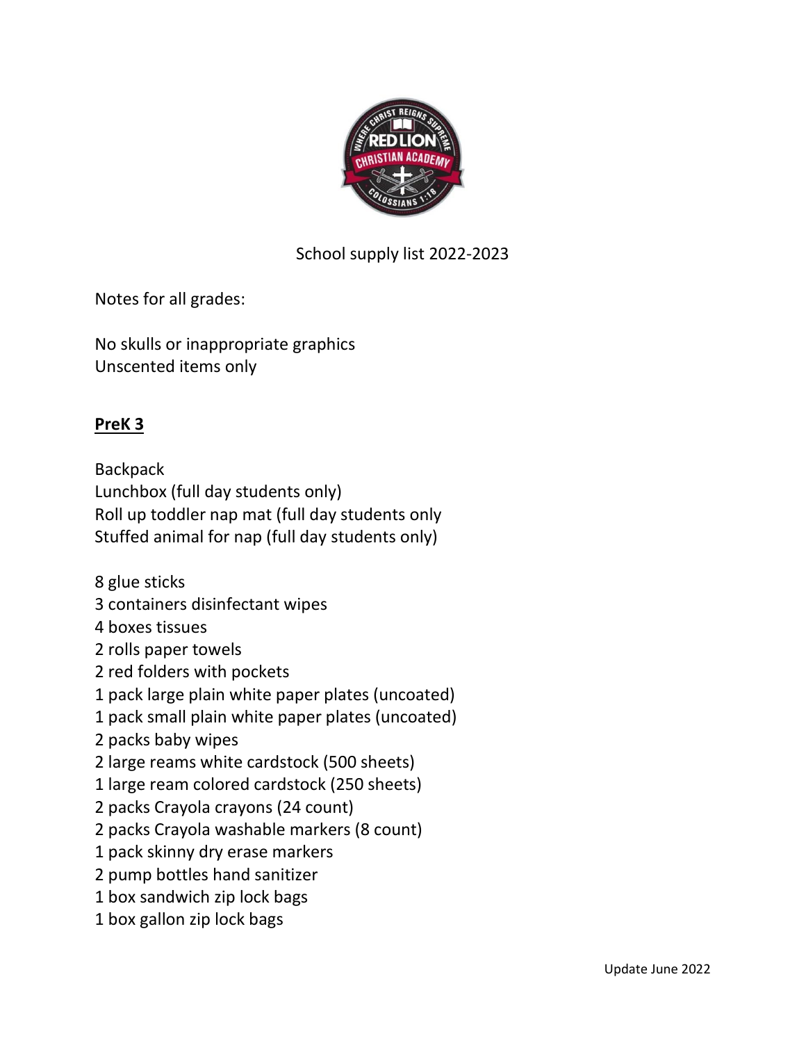School supply list 2022-2023

Notes for all grades:

No skulls or inappropriate graphics
Unscented items only

## PreK 3

Backpack
Lunchbox (full day students only)
Roll up toddler nap mat (full day students only
Stuffed animal for nap (full day students only)

8 glue sticks
3 containers disinfectant wipes
4 boxes tissues
2 rolls paper towels
2 red folders with pockets
1 pack large plain white paper plates (uncoated)
1 pack small plain white paper plates (uncoated)
2 packs baby wipes
2 large reams white cardstock (500 sheets)
1 large ream colored cardstock (250 sheets)
2 packs Crayola crayons (24 count)
2 packs Crayola washable markers (8 count)
1 pack skinny dry erase markers
2 pump bottles hand sanitizer
1 box sandwich zip lock bags
1 box gallon zip lock bags

Update June 2022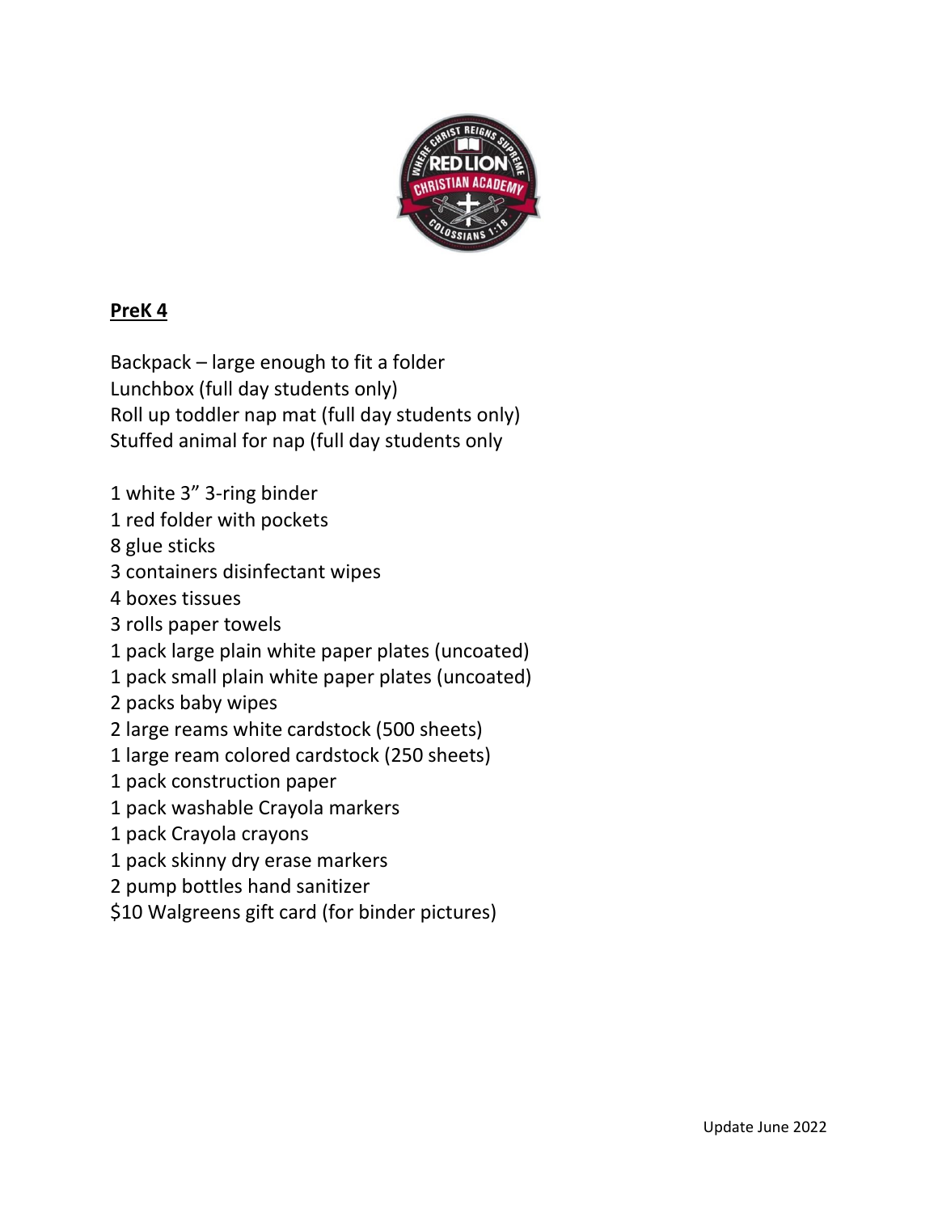**PreK 4**

Backpack – large enough to fit a folder
Lunchbox (full day students only)
Roll up toddler nap mat (full day students only)
Stuffed animal for nap (full day students only

1 white 3" 3-ring binder
1 red folder with pockets
8 glue sticks
3 containers disinfectant wipes
4 boxes tissues
3 rolls paper towels
1 pack large plain white paper plates (uncoated)
1 pack small plain white paper plates (uncoated)
2 packs baby wipes
2 large reams white cardstock (500 sheets)
1 large ream colored cardstock (250 sheets)
1 pack construction paper
1 pack washable Crayola markers
1 pack Crayola crayons
1 pack skinny dry erase markers
2 pump bottles hand sanitizer
$10 Walgreens gift card (for binder pictures)

Update June 2022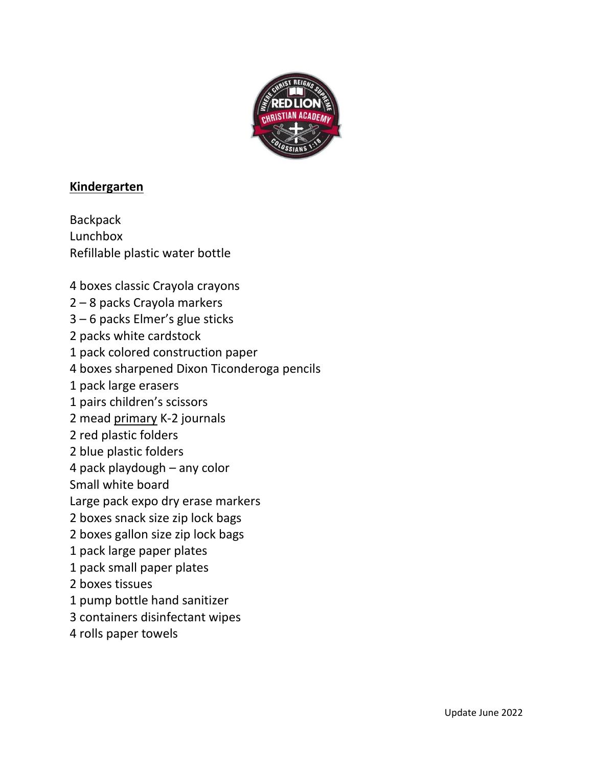## Kindergarten

Backpack
Lunchbox
Refillable plastic water bottle

4 boxes classic Crayola crayons
2 – 8 packs Crayola markers
3 – 6 packs Elmer's glue sticks
2 packs white cardstock
1 pack colored construction paper
4 boxes sharpened Dixon Ticonderoga pencils
1 pack large erasers
1 pairs children's scissors
2 mead <u>primary</u> K-2 journals
2 red plastic folders
2 blue plastic folders
4 pack playdough – any color
Small white board
Large pack expo dry erase markers
2 boxes snack size zip lock bags
2 boxes gallon size zip lock bags
1 pack large paper plates
1 pack small paper plates
2 boxes tissues
1 pump bottle hand sanitizer
3 containers disinfectant wipes
4 rolls paper towels

Update June 2022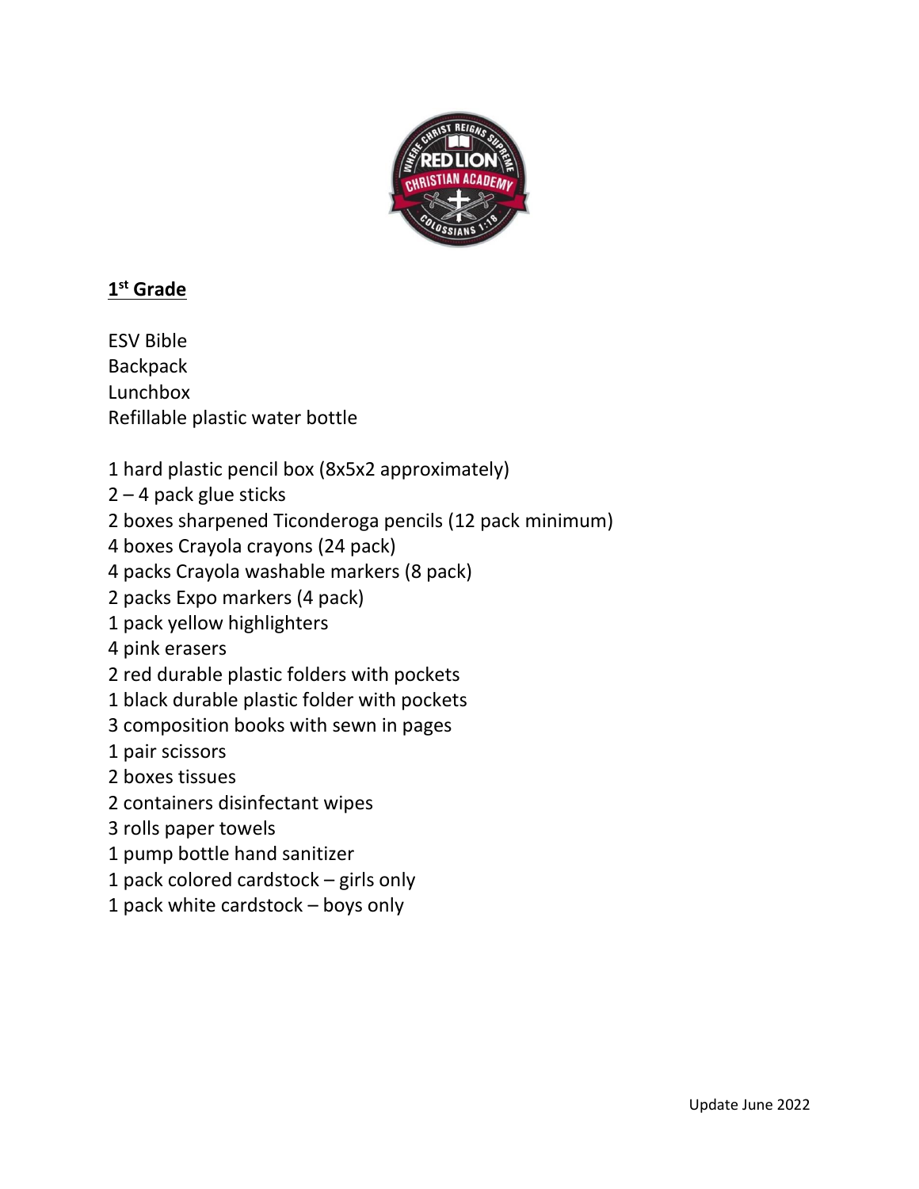## 1st Grade

ESV Bible
Backpack
Lunchbox
Refillable plastic water bottle

1 hard plastic pencil box (8x5x2 approximately)
2 – 4 pack glue sticks
2 boxes sharpened Ticonderoga pencils (12 pack minimum)
4 boxes Crayola crayons (24 pack)
4 packs Crayola washable markers (8 pack)
2 packs Expo markers (4 pack)
1 pack yellow highlighters
4 pink erasers
2 red durable plastic folders with pockets
1 black durable plastic folder with pockets
3 composition books with sewn in pages
1 pair scissors
2 boxes tissues
2 containers disinfectant wipes
3 rolls paper towels
1 pump bottle hand sanitizer
1 pack colored cardstock – girls only
1 pack white cardstock – boys only

Update June 2022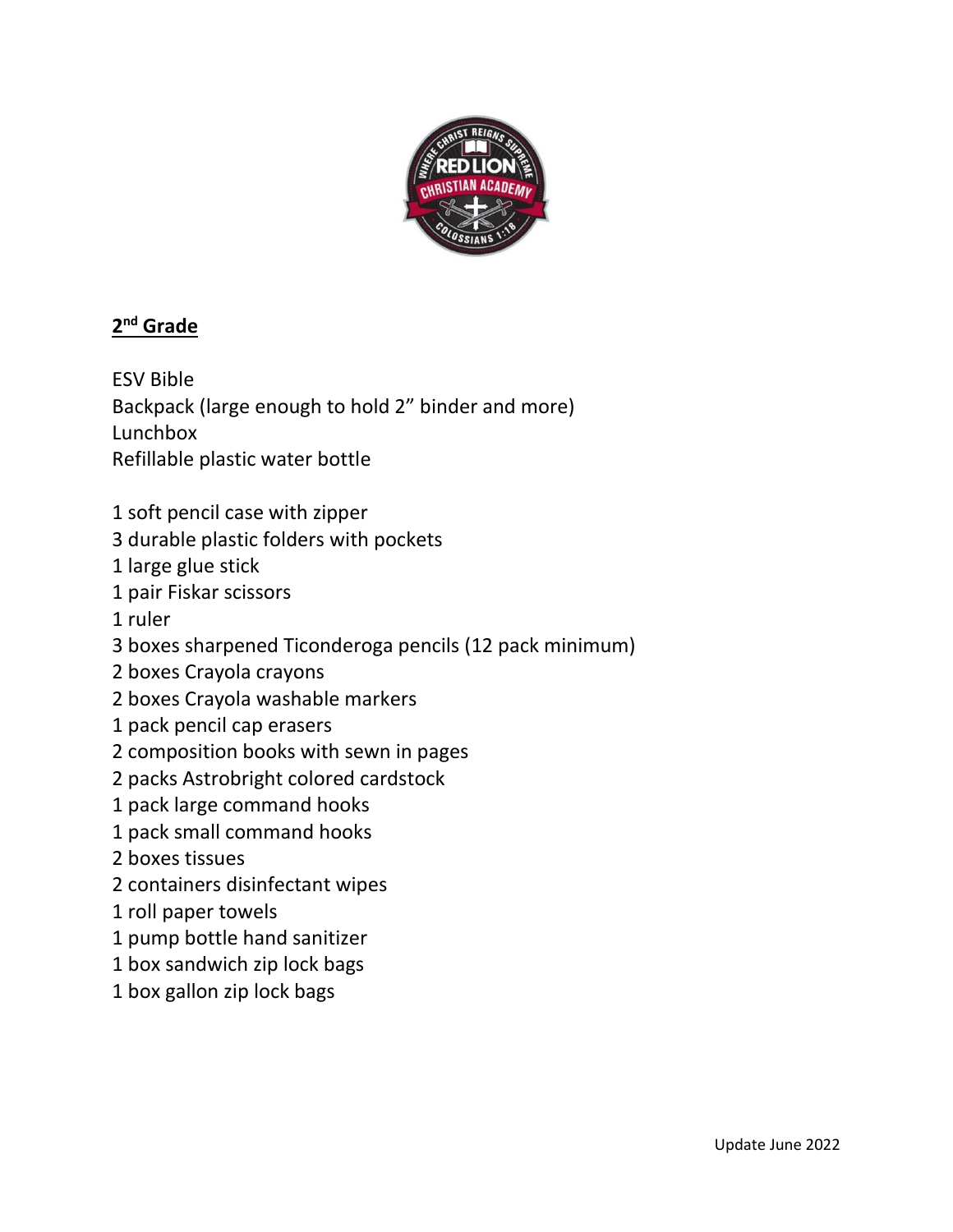## 2nd Grade

ESV Bible
Backpack (large enough to hold 2" binder and more)
Lunchbox
Refillable plastic water bottle

1 soft pencil case with zipper
3 durable plastic folders with pockets
1 large glue stick
1 pair Fiskar scissors
1 ruler
3 boxes sharpened Ticonderoga pencils (12 pack minimum)
2 boxes Crayola crayons
2 boxes Crayola washable markers
1 pack pencil cap erasers
2 composition books with sewn in pages
2 packs Astrobright colored cardstock
1 pack large command hooks
1 pack small command hooks
2 boxes tissues
2 containers disinfectant wipes
1 roll paper towels
1 pump bottle hand sanitizer
1 box sandwich zip lock bags
1 box gallon zip lock bags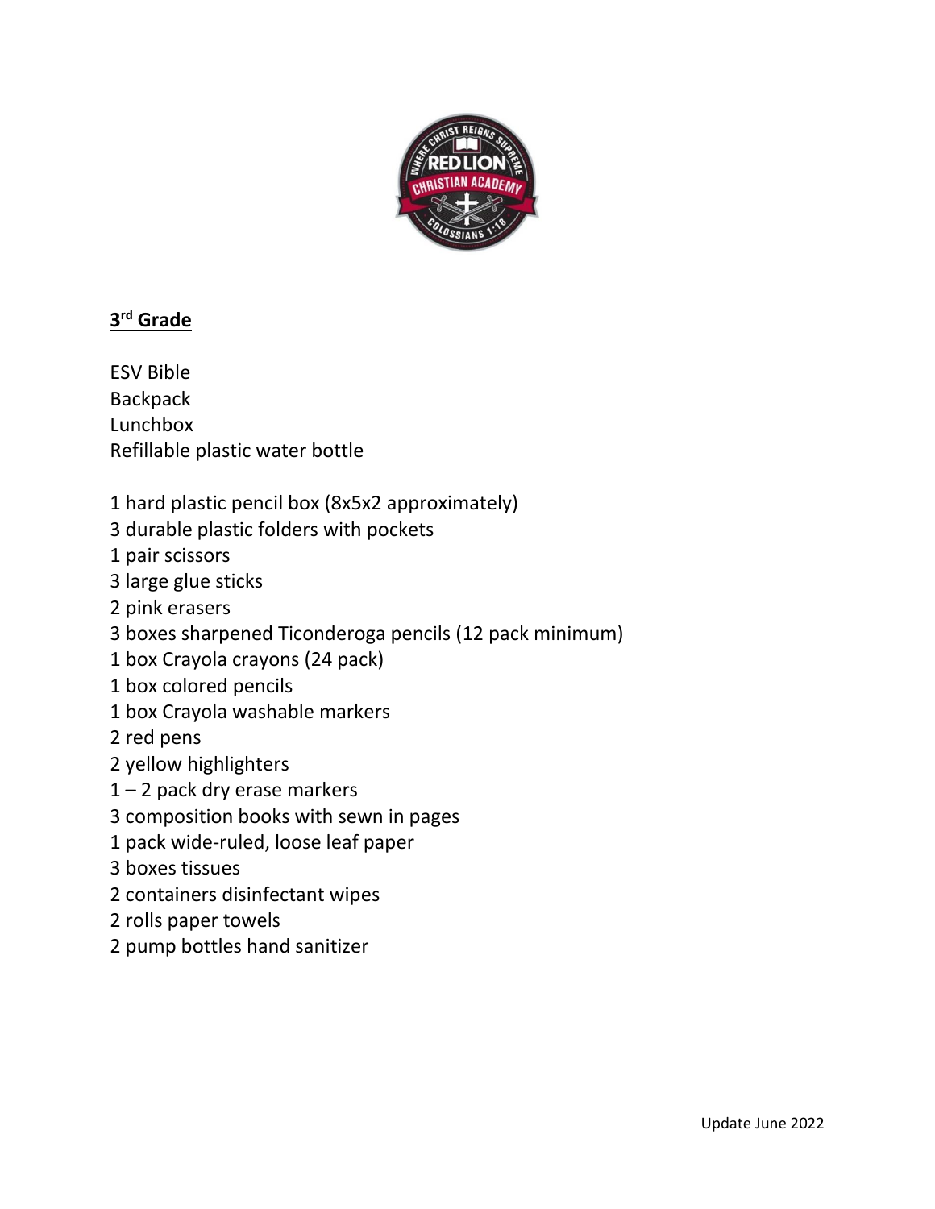## 3rd Grade

ESV Bible
Backpack
Lunchbox
Refillable plastic water bottle

1 hard plastic pencil box (8x5x2 approximately)
3 durable plastic folders with pockets
1 pair scissors
3 large glue sticks
2 pink erasers
3 boxes sharpened Ticonderoga pencils (12 pack minimum)
1 box Crayola crayons (24 pack)
1 box colored pencils
1 box Crayola washable markers
2 red pens
2 yellow highlighters
1 – 2 pack dry erase markers
3 composition books with sewn in pages
1 pack wide-ruled, loose leaf paper
3 boxes tissues
2 containers disinfectant wipes
2 rolls paper towels
2 pump bottles hand sanitizer

Update June 2022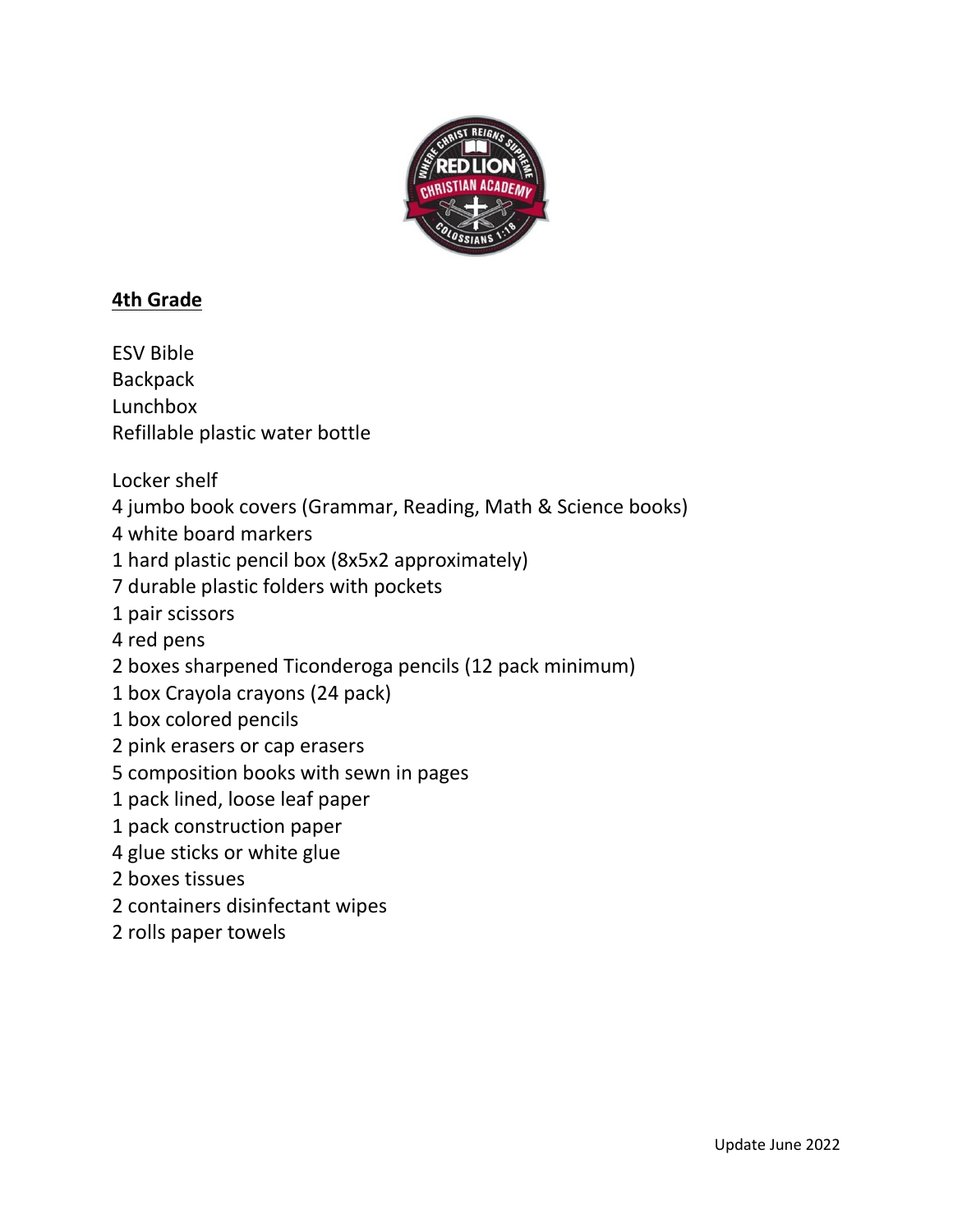## 4th Grade

ESV Bible
Backpack
Lunchbox
Refillable plastic water bottle

Locker shelf
4 jumbo book covers (Grammar, Reading, Math & Science books)
4 white board markers
1 hard plastic pencil box (8x5x2 approximately)
7 durable plastic folders with pockets
1 pair scissors
4 red pens
2 boxes sharpened Ticonderoga pencils (12 pack minimum)
1 box Crayola crayons (24 pack)
1 box colored pencils
2 pink erasers or cap erasers
5 composition books with sewn in pages
1 pack lined, loose leaf paper
1 pack construction paper
4 glue sticks or white glue
2 boxes tissues
2 containers disinfectant wipes
2 rolls paper towels

Update June 2022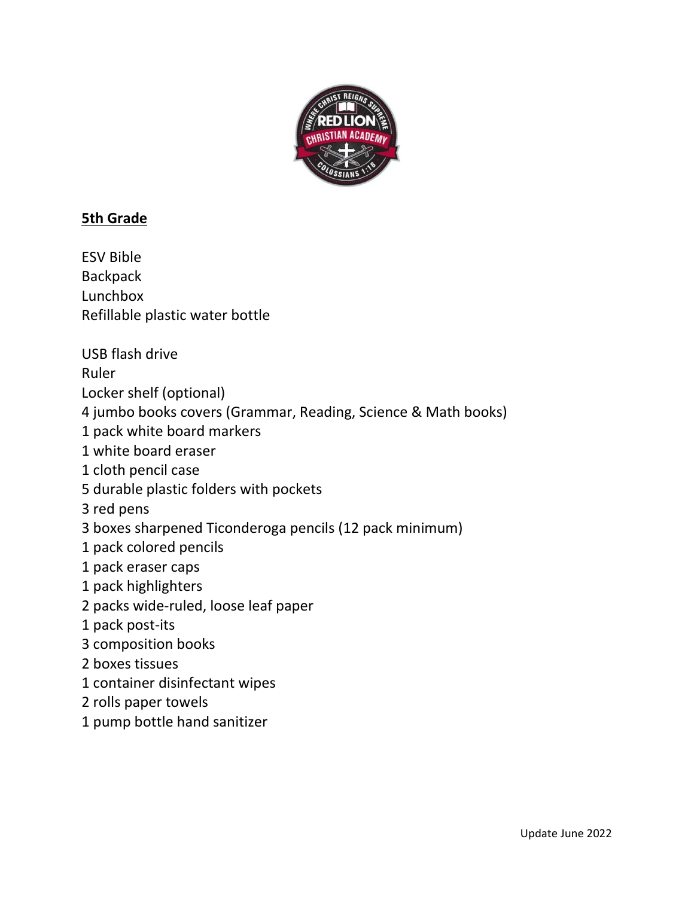**5th Grade**

ESV Bible
Backpack
Lunchbox
Refillable plastic water bottle

USB flash drive
Ruler
Locker shelf (optional)
4 jumbo books covers (Grammar, Reading, Science & Math books)
1 pack white board markers
1 white board eraser
1 cloth pencil case
5 durable plastic folders with pockets
3 red pens
3 boxes sharpened Ticonderoga pencils (12 pack minimum)
1 pack colored pencils
1 pack eraser caps
1 pack highlighters
2 packs wide-ruled, loose leaf paper
1 pack post-its
3 composition books
2 boxes tissues
1 container disinfectant wipes
2 rolls paper towels
1 pump bottle hand sanitizer

Update June 2022